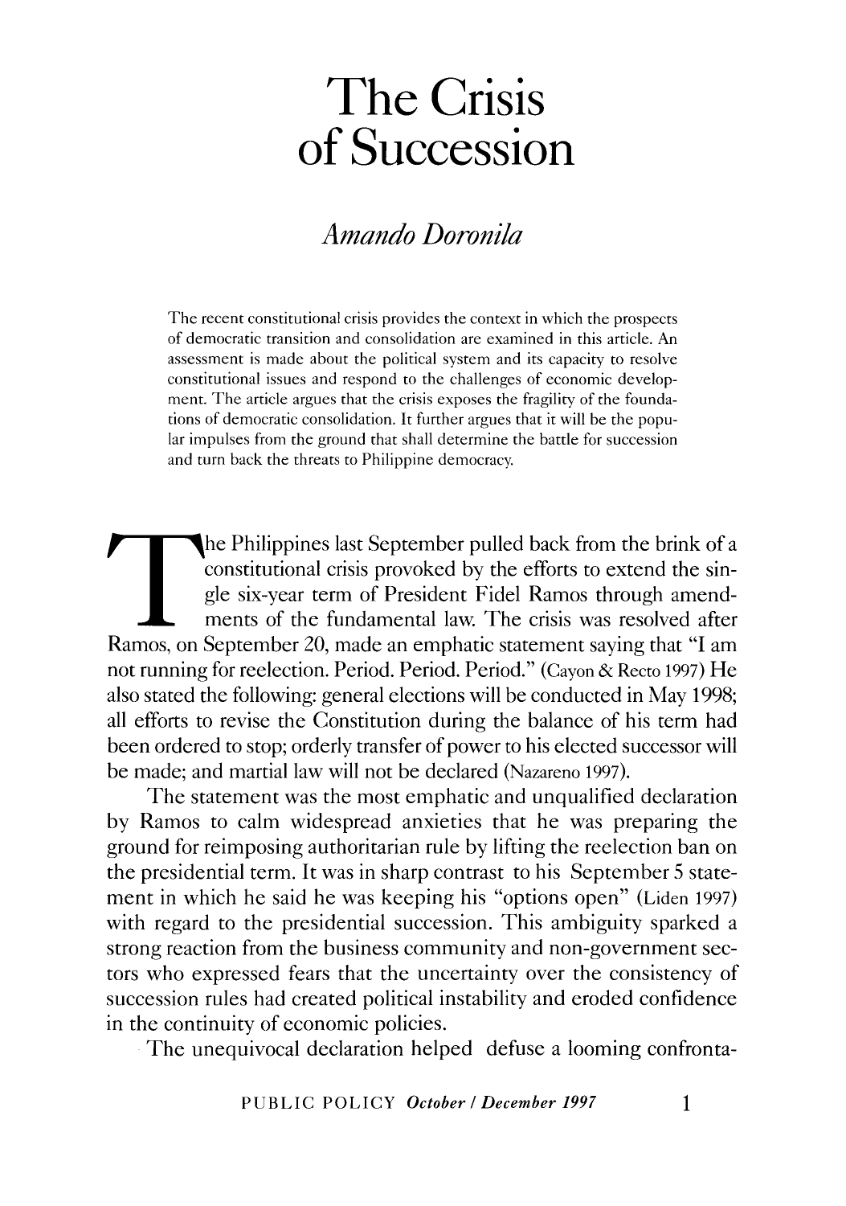# The Crisis of Succession

*Amando Doronila*

The recent constitutional crisis provides the context in which the prospects of democratic transition and consolidation are examined in this article. An assessment is made about the political system and its capacity to resolve constitutional issues and respond to the challenges of economic development. The article argues that the crisis exposes the fragility of the foundations of democratic consolidation. It further argues that it will be the popular impulses from the ground that shall determine the battle for succession and turn back the threats to Philippine democracy.

The Philippines last September pulled back from the brink of a constitutional crisis provoked by the efforts to extend the single six-year term of President Fidel Ramos through amendments of the fundamental law. The crisis was resolved after Ramos, on September 20, made an emphatic statement saying that "I am not running for reelection. Period. Period. Period." (Cayon & Recto 1997) He also stated the following: general elections will be conducted in May 1998; all efforts to revise the Constitution during the balance of his term had been ordered to stop; orderly transfer of power to his elected successor will be made; and martial law will not be declared (Nazareno 1997).

The statement was the most emphatic and unqualified declaration by Ramos to calm widespread anxieties that he was preparing the ground for reimposing authoritarian rule by lifting the reelection ban on the presidential term. It was in sharp contrast to his September 5 statement in which he said he was keeping his "options open" (Liden 1997) with regard to the presidential succession. This ambiguity sparked a strong reaction from the business community and non-government sectors who expressed fears that the uncertainty over the consistency of succession rules had created political instability and eroded confidence in the continuity of economic policies.

The unequivocal declaration helped defuse a looming confronta-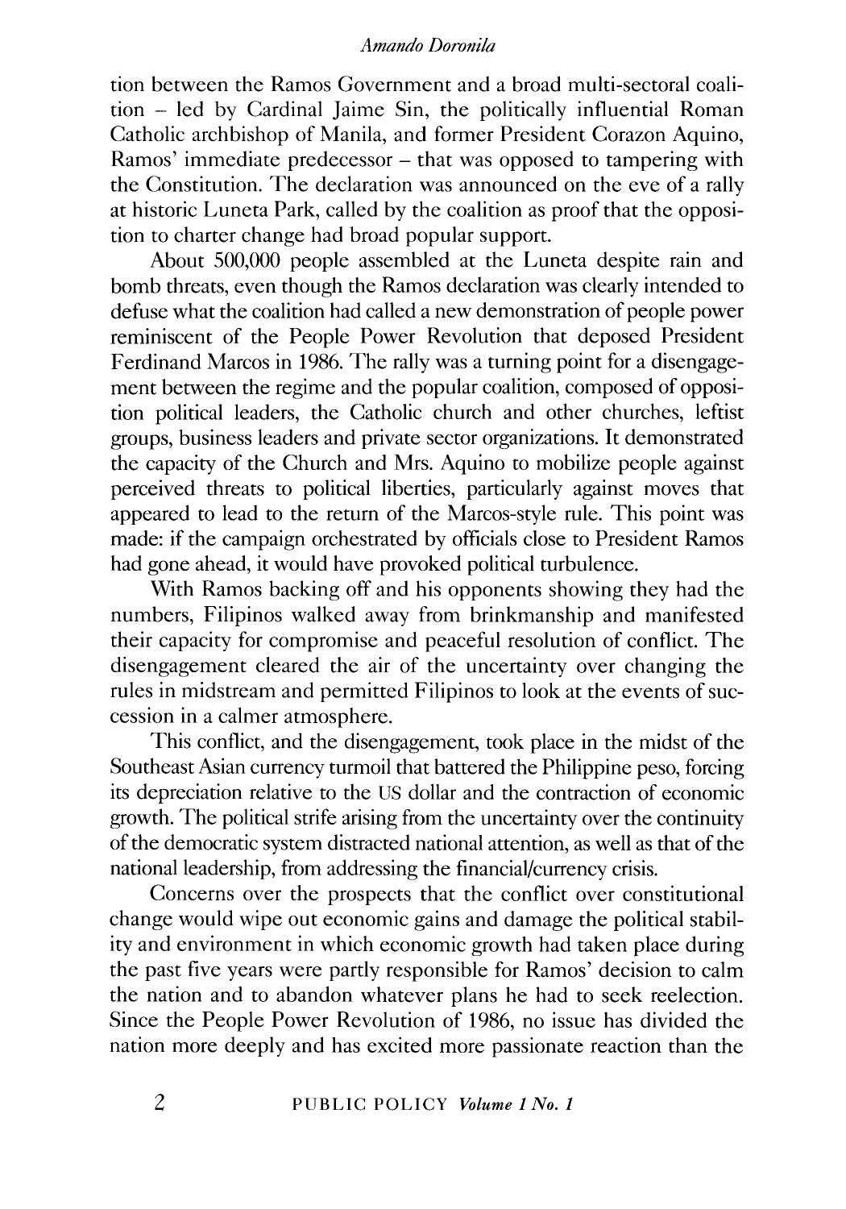tion between the Ramos Government and a broad multi-sectoral coalition – led by Cardinal Jaime Sin, the politically influential Roman Catholic archbishop of Manila, and former President Corazon Aquino, Ramos' immediate predecessor – that was opposed to tampering with the Constitution. The declaration was announced on the eve of a rally at historic Luneta Park, called by the coalition as proof that the opposition to charter change had broad popular support.

About 500,000 people assembled at the Luneta despite rain and bomb threats, even though the Ramos declaration was clearly intended to defuse what the coalition had called a new demonstration of people power reminiscent of the People Power Revolution that deposed President Ferdinand Marcos in 1986. The rally was a turning point for a disengagement between the regime and the popular coalition, composed of opposition political leaders, the Catholic church and other churches, leftist groups, business leaders and private sector organizations. It demonstrated the capacity of the Church and Mrs. Aquino to mobilize people against perceived threats to political liberties, particularly against moves that appeared to lead to the return of the Marcos-style rule. This point was made: if the campaign orchestrated by officials close to President Ramos had gone ahead, it would have provoked political turbulence.

With Ramos backing off and his opponents showing they had the numbers, Filipinos walked away from brinkmanship and manifested their capacity for compromise and peaceful resolution of conflict. The disengagement cleared the air of the uncertainty over changing the rules in midstream and permitted Filipinos to look at the events of succession in a calmer atmosphere.

This conflict, and the disengagement, took place in the midst of the Southeast Asian currency turmoil that battered the Philippine peso, forcing its depreciation relative to the US dollar and the contraction of economic growth. The political strife arising from the uncertainty over the continuity of the democratic system distracted national attention, as well as that of the national leadership, from addressing the financial/currency crisis.

Concerns over the prospects that the conflict over constitutional change would wipe out economic gains and damage the political stability and environment in which economic growth had taken place during the past five years were partly responsible for Ramos' decision to calm the nation and to abandon whatever plans he had to seek reelection. Since the People Power Revolution of 1986, no issue has divided the nation more deeply and has excited more passionate reaction than the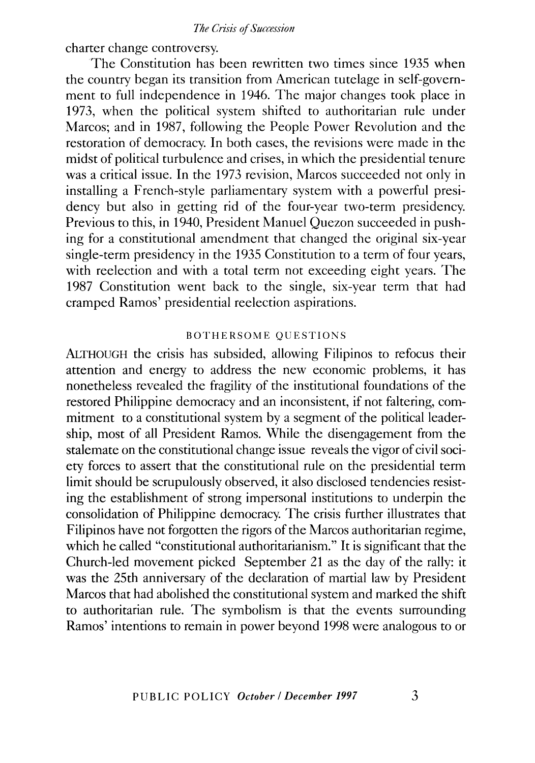charter change controversy.

The Constitution has been rewritten two times since 1935 when the country began its transition from American tutelage in self-government to full independence in 1946. The major changes took place in 1973, when the political system shifted to authoritarian rule under Marcos; and in 1987, following the People Power Revolution and the restoration of democracy. In both cases, the revisions were made in the midst of political turbulence and crises, in which the presidential tenure was a critical issue. In the 1973 revision, Marcos succeeded not only in installing a French-style parliamentary system with a powerful presidency but also in getting rid of the four-year two-term presidency. Previous to this, in 1940, President Manuel Quezon succeeded in pushing for a constitutional amendment that changed the original six-year single-term presidency in the 1935 Constitution to a term of four years, with reelection and with a total term not exceeding eight years. The 1987 Constitution went back to the single, six-year term that had cramped Ramos' presidential reelection aspirations.

## BOTHERSOME QUESTIONS

ALTHOUGH the crisis has subsided, allowing Filipinos to refocus their attention and energy to address the new economic problems, it has nonetheless revealed the fragility of the institutional foundations of the restored Philippine democracy and an inconsistent, if not faltering, commitment to a constitutional system by a segment of the political leadership, most of all President Ramos. While the disengagement from the stalemate on the constitutional change issue reveals the vigor of civil society forces to assert that the constitutional rule on the presidential term limit should be scrupulously observed, it also disclosed tendencies resisting the establishment of strong impersonal institutions to underpin the consolidation of Philippine democracy. The crisis further illustrates that Filipinos have not forgotten the rigors of the Marcos authoritarian regime, which he called "constitutional authoritarianism." It is significant that the Church-led movement picked September 21 as the day of the rally: it was the 25th anniversary of the declaration of martial law by President Marcos that had abolished the constitutional system and marked the shift to authoritarian rule. The symbolism is that the events surrounding Ramos' intentions to remain in power beyond 1998 were analogous to or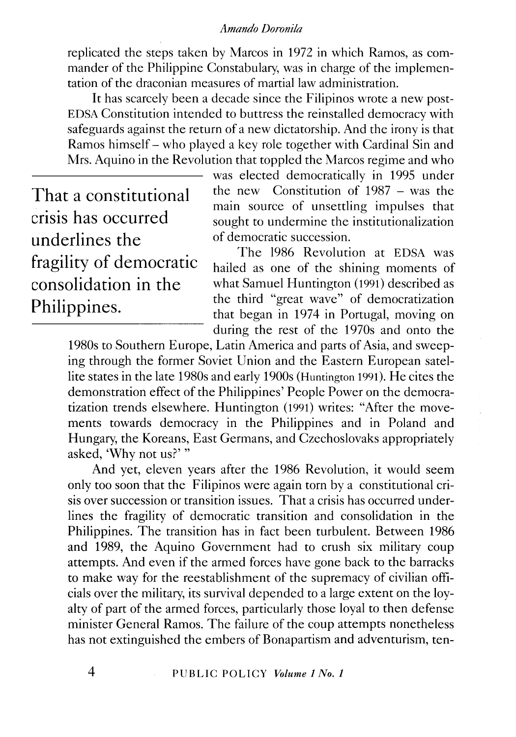replicated the steps taken by Marcos in 1972 in which Ramos, as commander of the Philippine Constabulary, was in charge of the implementation of the draconian measures of martial law administration.

It has scarcely been a decade since the Filipinos wrote a new post-EDSA Constitution intended to buttress the reinstalled democracy with safeguards against the return of a new dictatorship. And the irony is that Ramos himself – who played a key role together with Cardinal Sin and Mrs. Aquino in the Revolution that toppled the Marcos regime and who was elected democratically in 1995 under the new Constitution of 1987 – was the main source of unsettling impulses that sought to undermine the institutionalization of democratic succession.

> That a constitutional crisis has occurred underlines the fragility of democratic consolidation in the Philippines.

The 1986 Revolution at EDSA was hailed as one of the shining moments of what Samuel Huntington (1991) described as the third "great wave" of democratization that began in 1974 in Portugal, moving on during the rest of the 1970s and onto the 1980s to Southern Europe, Latin America and parts of Asia, and sweeping through the former Soviet Union and the Eastern European satellite states in the late 1980s and early 1900s (Huntington 1991). He cites the demonstration effect of the Philippines' People Power on the democratization trends elsewhere. Huntington (1991) writes: "After the movements towards democracy in the Philippines and in Poland and Hungary, the Koreans, East Germans, and Czechoslovaks appropriately asked, 'Why not us?' "

And yet, eleven years after the 1986 Revolution, it would seem only too soon that the Filipinos were again torn by a constitutional crisis over succession or transition issues. That a crisis has occurred underlines the fragility of democratic transition and consolidation in the Philippines. The transition has in fact been turbulent. Between 1986 and 1989, the Aquino Government had to crush six military coup attempts. And even if the armed forces have gone back to the barracks to make way for the reestablishment of the supremacy of civilian officials over the military, its survival depended to a large extent on the loyalty of part of the armed forces, particularly those loyal to then defense minister General Ramos. The failure of the coup attempts nonetheless has not extinguished the embers of Bonapartism and adventurism, ten-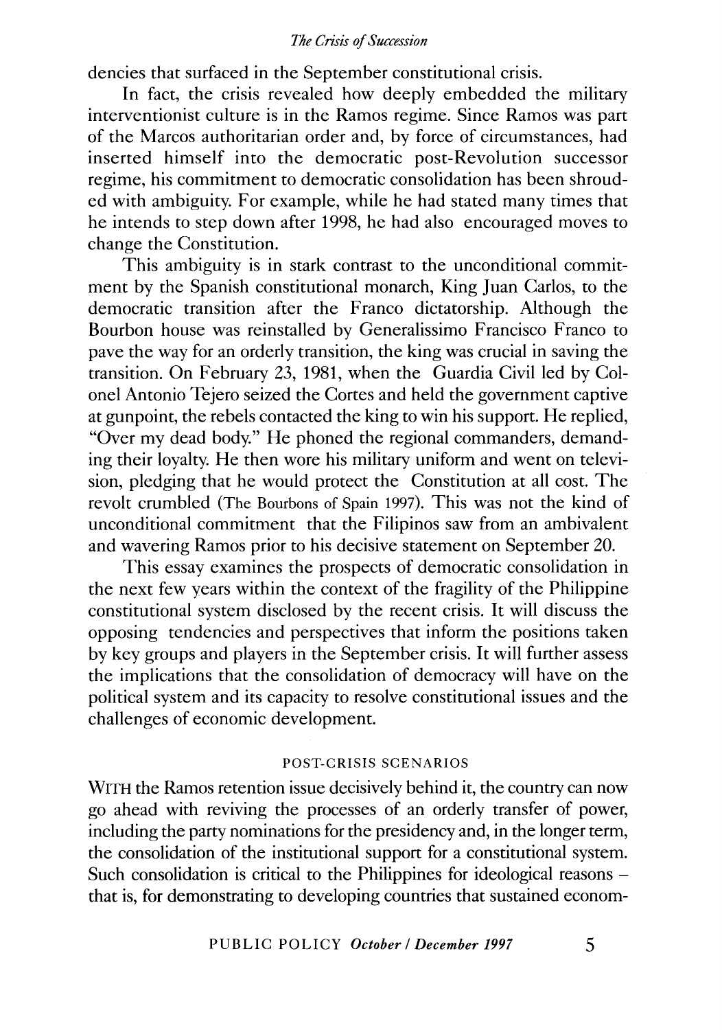dencies that surfaced in the September constitutional crisis.

In fact, the crisis revealed how deeply embedded the military interventionist culture is in the Ramos regime. Since Ramos was part of the Marcos authoritarian order and, by force of circumstances, had inserted himself into the democratic post-Revolution successor regime, his commitment to democratic consolidation has been shrouded with ambiguity. For example, while he had stated many times that he intends to step down after 1998, he had also encouraged moves to change the Constitution.

This ambiguity is in stark contrast to the unconditional commitment by the Spanish constitutional monarch, King Juan Carlos, to the democratic transition after the Franco dictatorship. Although the Bourbon house was reinstalled by Generalissimo Francisco Franco to pave the way for an orderly transition, the king was crucial in saving the transition. On February 23, 1981, when the Guardia Civil led by Colonel Antonio Tejero seized the Cortes and held the government captive at gunpoint, the rebels contacted the king to win his support. He replied, "Over my dead body." He phoned the regional commanders, demanding their loyalty. He then wore his military uniform and went on television, pledging that he would protect the Constitution at all cost. The revolt crumbled (The Bourbons of Spain 1997). This was not the kind of unconditional commitment that the Filipinos saw from an ambivalent and wavering Ramos prior to his decisive statement on September 20.

This essay examines the prospects of democratic consolidation in the next few years within the context of the fragility of the Philippine constitutional system disclosed by the recent crisis. It will discuss the opposing tendencies and perspectives that inform the positions taken by key groups and players in the September crisis. It will further assess the implications that the consolidation of democracy will have on the political system and its capacity to resolve constitutional issues and the challenges of economic development.

## POST-CRISIS SCENARIOS

WITH the Ramos retention issue decisively behind it, the country can now go ahead with reviving the processes of an orderly transfer of power, including the party nominations for the presidency and, in the longer term, the consolidation of the institutional support for a constitutional system. Such consolidation is critical to the Philippines for ideological reasons – that is, for demonstrating to developing countries that sustained econom-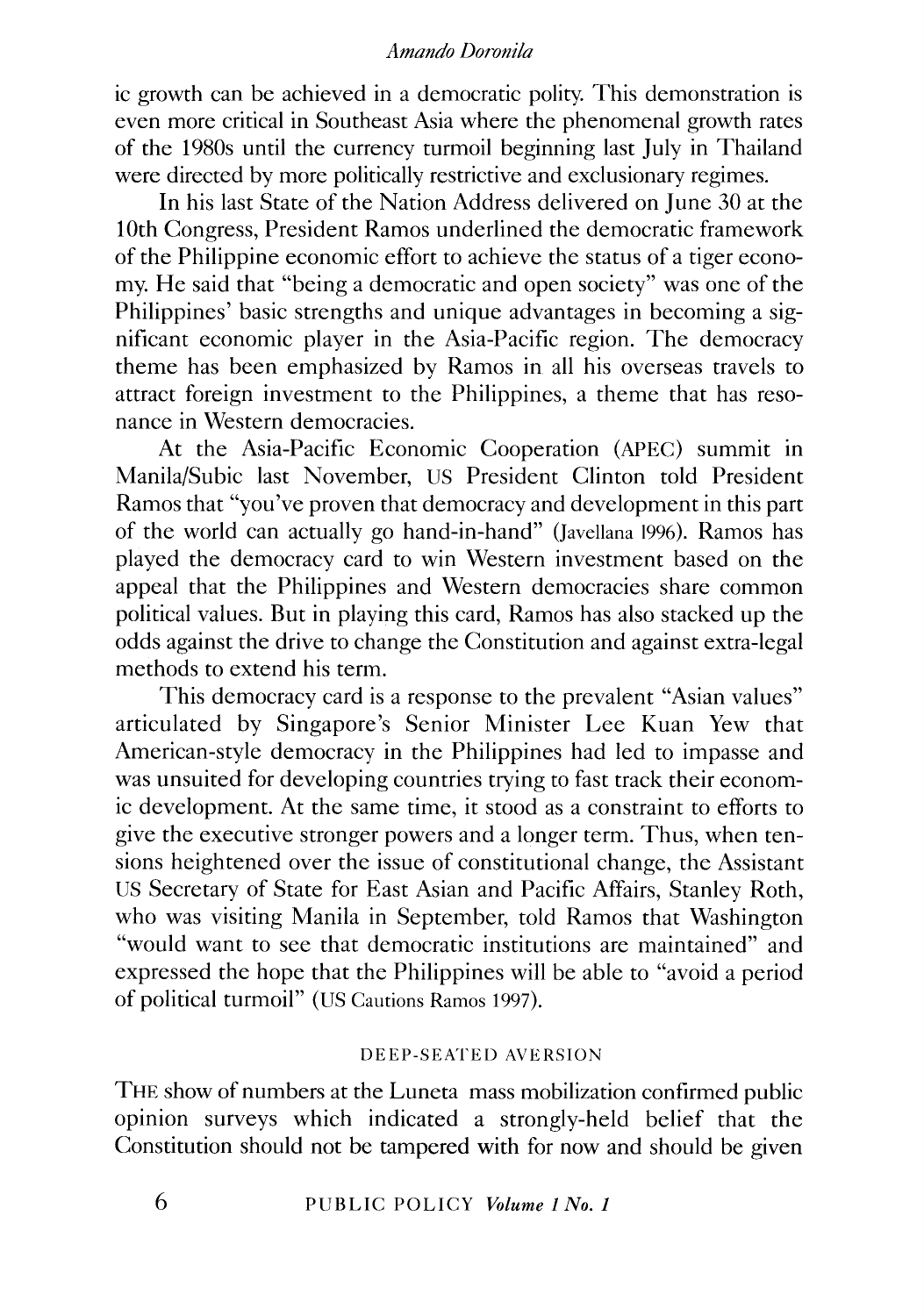ic growth can be achieved in a democratic polity. This demonstration is even more critical in Southeast Asia where the phenomenal growth rates of the 1980s until the currency turmoil beginning last July in Thailand were directed by more politically restrictive and exclusionary regimes.

In his last State of the Nation Address delivered on June 30 at the 10th Congress, President Ramos underlined the democratic framework of the Philippine economic effort to achieve the status of a tiger economy. He said that "being a democratic and open society" was one of the Philippines' basic strengths and unique advantages in becoming a significant economic player in the Asia-Pacific region. The democracy theme has been emphasized by Ramos in all his overseas travels to attract foreign investment to the Philippines, a theme that has resonance in Western democracies.

At the Asia-Pacific Economic Cooperation (APEC) summit in Manila/Subic last November, US President Clinton told President Ramos that "you've proven that democracy and development in this part of the world can actually go hand-in-hand" (Javellana 1996). Ramos has played the democracy card to win Western investment based on the appeal that the Philippines and Western democracies share common political values. But in playing this card, Ramos has also stacked up the odds against the drive to change the Constitution and against extra-legal methods to extend his term.

This democracy card is a response to the prevalent "Asian values" articulated by Singapore's Senior Minister Lee Kuan Yew that American-style democracy in the Philippines had led to impasse and was unsuited for developing countries trying to fast track their economic development. At the same time, it stood as a constraint to efforts to give the executive stronger powers and a longer term. Thus, when tensions heightened over the issue of constitutional change, the Assistant US Secretary of State for East Asian and Pacific Affairs, Stanley Roth, who was visiting Manila in September, told Ramos that Washington "would want to see that democratic institutions are maintained" and expressed the hope that the Philippines will be able to "avoid a period of political turmoil" (US Cautions Ramos 1997).

## DEEP-SEATED AVERSION

THE show of numbers at the Luneta mass mobilization confirmed public opinion surveys which indicated a strongly-held belief that the Constitution should not be tampered with for now and should be given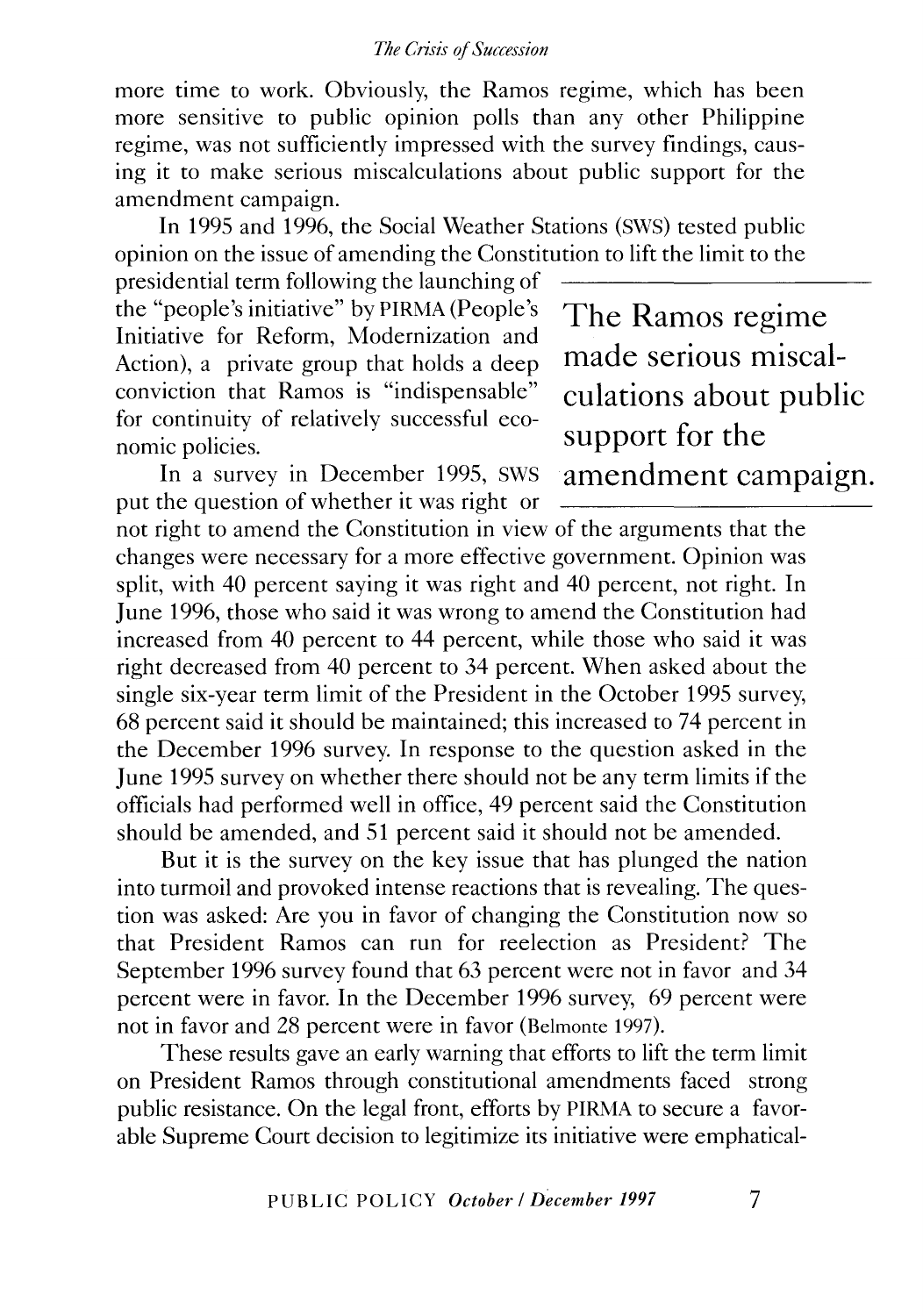more time to work. Obviously, the Ramos regime, which has been more sensitive to public opinion polls than any other Philippine regime, was not sufficiently impressed with the survey findings, causing it to make serious miscalculations about public support for the amendment campaign.

In 1995 and 1996, the Social Weather Stations (SWS) tested public opinion on the issue of amending the Constitution to lift the limit to the presidential term following the launching of the "people's initiative" by PIRMA (People's Initiative for Reform, Modernization and Action), a private group that holds a deep conviction that Ramos is "indispensable" for continuity of relatively successful economic policies.

> The Ramos regime made serious miscalculations about public support for the amendment campaign.

In a survey in December 1995, SWS put the question of whether it was right or not right to amend the Constitution in view of the arguments that the changes were necessary for a more effective government. Opinion was split, with 40 percent saying it was right and 40 percent, not right. In June 1996, those who said it was wrong to amend the Constitution had increased from 40 percent to 44 percent, while those who said it was right decreased from 40 percent to 34 percent. When asked about the single six-year term limit of the President in the October 1995 survey, 68 percent said it should be maintained; this increased to 74 percent in the December 1996 survey. In response to the question asked in the June 1995 survey on whether there should not be any term limits if the officials had performed well in office, 49 percent said the Constitution should be amended, and 51 percent said it should not be amended.

But it is the survey on the key issue that has plunged the nation into turmoil and provoked intense reactions that is revealing. The question was asked: Are you in favor of changing the Constitution now so that President Ramos can run for reelection as President? The September 1996 survey found that 63 percent were not in favor and 34 percent were in favor. In the December 1996 survey, 69 percent were not in favor and 28 percent were in favor (Belmonte 1997).

These results gave an early warning that efforts to lift the term limit on President Ramos through constitutional amendments faced strong public resistance. On the legal front, efforts by PIRMA to secure a favorable Supreme Court decision to legitimize its initiative were emphatical-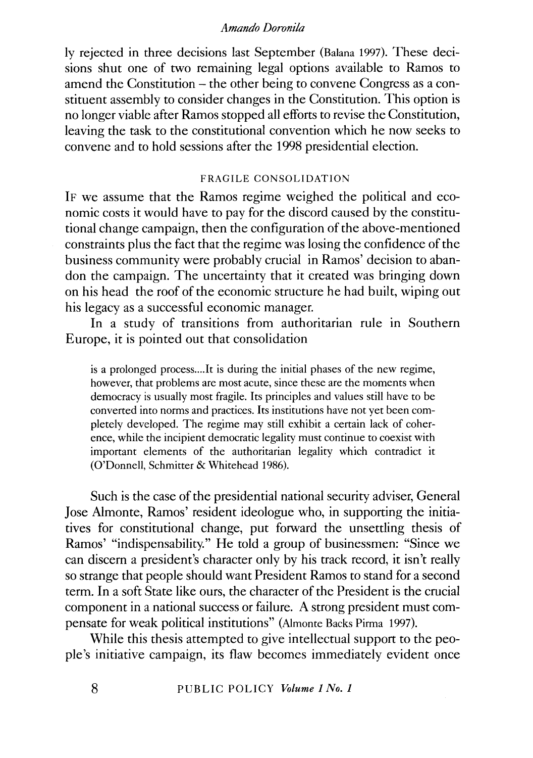ly rejected in three decisions last September (Balana 1997). These decisions shut one of two remaining legal options available to Ramos to amend the Constitution – the other being to convene Congress as a constituent assembly to consider changes in the Constitution. This option is no longer viable after Ramos stopped all efforts to revise the Constitution, leaving the task to the constitutional convention which he now seeks to convene and to hold sessions after the 1998 presidential election.

## FRAGILE CONSOLIDATION

If we assume that the Ramos regime weighed the political and economic costs it would have to pay for the discord caused by the constitutional change campaign, then the configuration of the above-mentioned constraints plus the fact that the regime was losing the confidence of the business community were probably crucial in Ramos' decision to abandon the campaign. The uncertainty that it created was bringing down on his head the roof of the economic structure he had built, wiping out his legacy as a successful economic manager.

In a study of transitions from authoritarian rule in Southern Europe, it is pointed out that consolidation

> is a prolonged process....It is during the initial phases of the new regime, however, that problems are most acute, since these are the moments when democracy is usually most fragile. Its principles and values still have to be converted into norms and practices. Its institutions have not yet been completely developed. The regime may still exhibit a certain lack of coherence, while the incipient democratic legality must continue to coexist with important elements of the authoritarian legality which contradict it (O'Donnell, Schmitter & Whitehead 1986).

Such is the case of the presidential national security adviser, General Jose Almonte, Ramos' resident ideologue who, in supporting the initiatives for constitutional change, put forward the unsettling thesis of Ramos' "indispensability." He told a group of businessmen: "Since we can discern a president's character only by his track record, it isn't really so strange that people should want President Ramos to stand for a second term. In a soft State like ours, the character of the President is the crucial component in a national success or failure. A strong president must compensate for weak political institutions" (Almonte Backs Pirma 1997).

While this thesis attempted to give intellectual support to the people's initiative campaign, its flaw becomes immediately evident once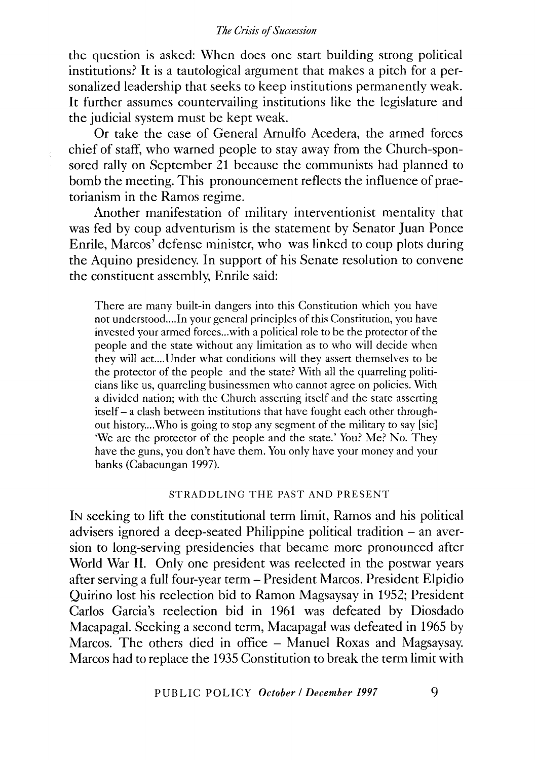the question is asked: When does one start building strong political institutions? It is a tautological argument that makes a pitch for a personalized leadership that seeks to keep institutions permanently weak. It further assumes countervailing institutions like the legislature and the judicial system must be kept weak.

Or take the case of General Arnulfo Acedera, the armed forces chief of staff, who warned people to stay away from the Church-sponsored rally on September 21 because the communists had planned to bomb the meeting. This pronouncement reflects the influence of praetorianism in the Ramos regime.

Another manifestation of military interventionist mentality that was fed by coup adventurism is the statement by Senator Juan Ponce Enrile, Marcos' defense minister, who was linked to coup plots during the Aquino presidency. In support of his Senate resolution to convene the constituent assembly, Enrile said:

> There are many built-in dangers into this Constitution which you have not understood....In your general principles of this Constitution, you have invested your armed forces...with a political role to be the protector of the people and the state without any limitation as to who will decide when they will act....Under what conditions will they assert themselves to be the protector of the people and the state? With all the quarreling politicians like us, quarreling businessmen who cannot agree on policies. With a divided nation; with the Church asserting itself and the state asserting itself – a clash between institutions that have fought each other throughout history....Who is going to stop any segment of the military to say [sic] 'We are the protector of the people and the state.' You? Me? No. They have the guns, you don't have them. You only have your money and your banks (Cabacungan 1997).

## STRADDLING THE PAST AND PRESENT

IN seeking to lift the constitutional term limit, Ramos and his political advisers ignored a deep-seated Philippine political tradition – an aversion to long-serving presidencies that became more pronounced after World War II. Only one president was reelected in the postwar years after serving a full four-year term – President Marcos. President Elpidio Quirino lost his reelection bid to Ramon Magsaysay in 1952; President Carlos Garcia's reelection bid in 1961 was defeated by Diosdado Macapagal. Seeking a second term, Macapagal was defeated in 1965 by Marcos. The others died in office – Manuel Roxas and Magsaysay. Marcos had to replace the 1935 Constitution to break the term limit with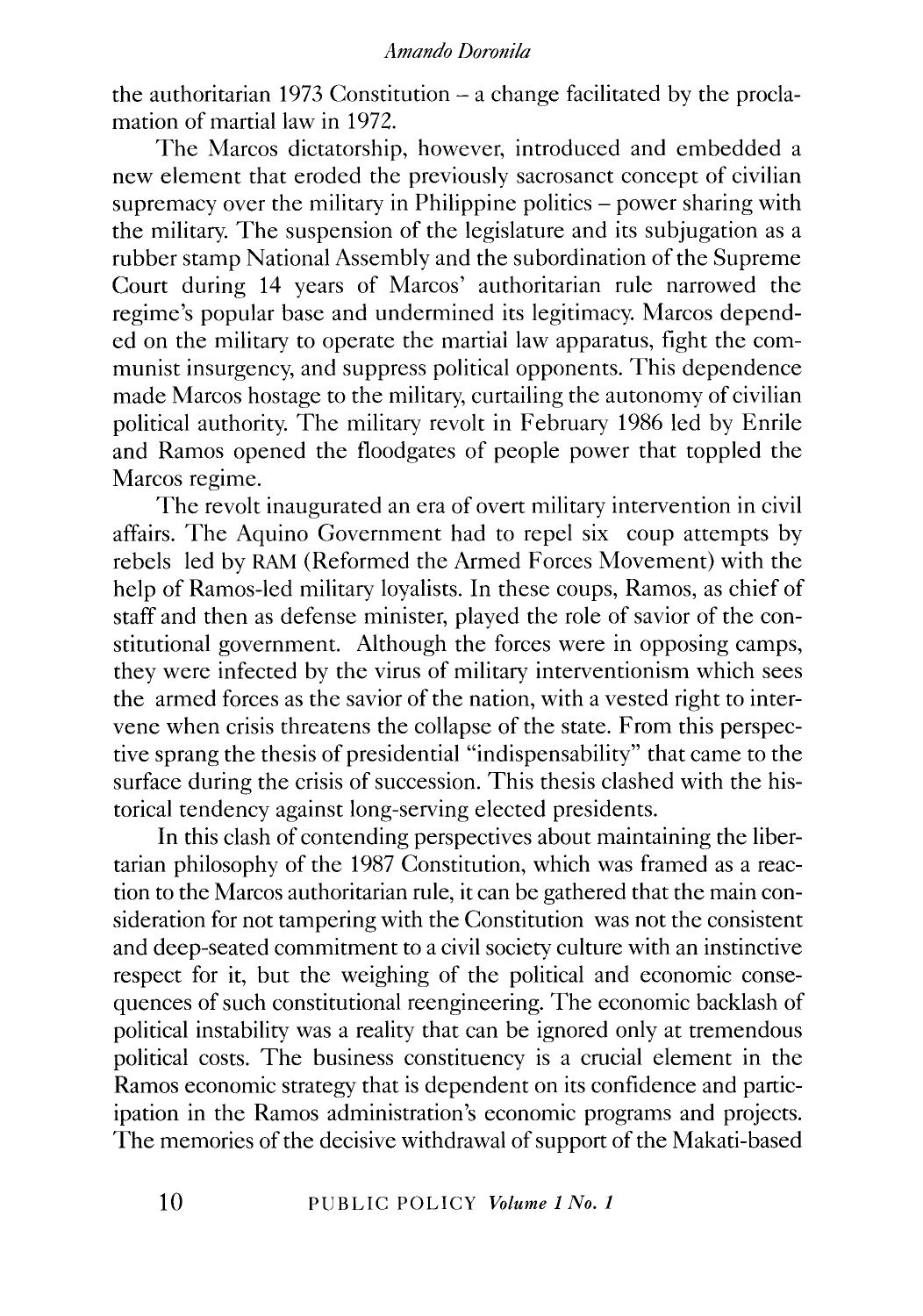the authoritarian 1973 Constitution – a change facilitated by the proclamation of martial law in 1972.

The Marcos dictatorship, however, introduced and embedded a new element that eroded the previously sacrosanct concept of civilian supremacy over the military in Philippine politics – power sharing with the military. The suspension of the legislature and its subjugation as a rubber stamp National Assembly and the subordination of the Supreme Court during 14 years of Marcos' authoritarian rule narrowed the regime's popular base and undermined its legitimacy. Marcos depended on the military to operate the martial law apparatus, fight the communist insurgency, and suppress political opponents. This dependence made Marcos hostage to the military, curtailing the autonomy of civilian political authority. The military revolt in February 1986 led by Enrile and Ramos opened the floodgates of people power that toppled the Marcos regime.

The revolt inaugurated an era of overt military intervention in civil affairs. The Aquino Government had to repel six coup attempts by rebels led by RAM (Reformed the Armed Forces Movement) with the help of Ramos-led military loyalists. In these coups, Ramos, as chief of staff and then as defense minister, played the role of savior of the constitutional government. Although the forces were in opposing camps, they were infected by the virus of military interventionism which sees the armed forces as the savior of the nation, with a vested right to intervene when crisis threatens the collapse of the state. From this perspective sprang the thesis of presidential "indispensability" that came to the surface during the crisis of succession. This thesis clashed with the historical tendency against long-serving elected presidents.

In this clash of contending perspectives about maintaining the libertarian philosophy of the 1987 Constitution, which was framed as a reaction to the Marcos authoritarian rule, it can be gathered that the main consideration for not tampering with the Constitution was not the consistent and deep-seated commitment to a civil society culture with an instinctive respect for it, but the weighing of the political and economic consequences of such constitutional reengineering. The economic backlash of political instability was a reality that can be ignored only at tremendous political costs. The business constituency is a crucial element in the Ramos economic strategy that is dependent on its confidence and participation in the Ramos administration's economic programs and projects. The memories of the decisive withdrawal of support of the Makati-based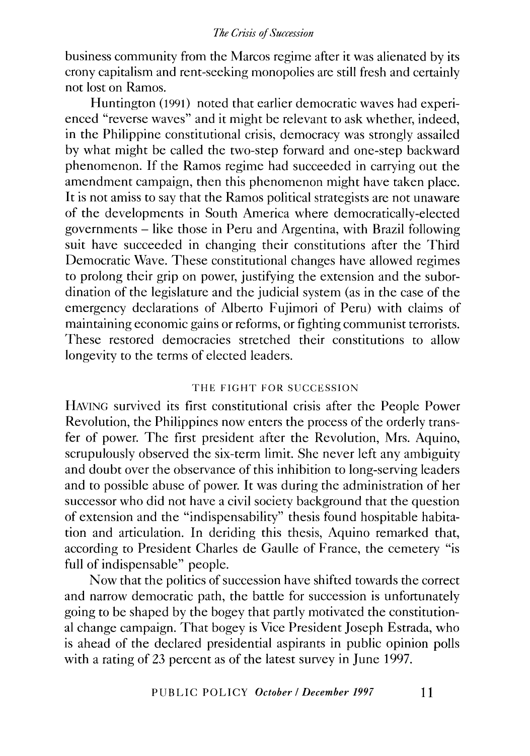business community from the Marcos regime after it was alienated by its crony capitalism and rent-seeking monopolies are still fresh and certainly not lost on Ramos.

Huntington (1991) noted that earlier democratic waves had experienced "reverse waves" and it might be relevant to ask whether, indeed, in the Philippine constitutional crisis, democracy was strongly assailed by what might be called the two-step forward and one-step backward phenomenon. If the Ramos regime had succeeded in carrying out the amendment campaign, then this phenomenon might have taken place. It is not amiss to say that the Ramos political strategists are not unaware of the developments in South America where democratically-elected governments – like those in Peru and Argentina, with Brazil following suit have succeeded in changing their constitutions after the Third Democratic Wave. These constitutional changes have allowed regimes to prolong their grip on power, justifying the extension and the subordination of the legislature and the judicial system (as in the case of the emergency declarations of Alberto Fujimori of Peru) with claims of maintaining economic gains or reforms, or fighting communist terrorists. These restored democracies stretched their constitutions to allow longevity to the terms of elected leaders.

## THE FIGHT FOR SUCCESSION

HAVING survived its first constitutional crisis after the People Power Revolution, the Philippines now enters the process of the orderly transfer of power. The first president after the Revolution, Mrs. Aquino, scrupulously observed the six-term limit. She never left any ambiguity and doubt over the observance of this inhibition to long-serving leaders and to possible abuse of power. It was during the administration of her successor who did not have a civil society background that the question of extension and the "indispensability" thesis found hospitable habitation and articulation. In deriding this thesis, Aquino remarked that, according to President Charles de Gaulle of France, the cemetery "is full of indispensable" people.

Now that the politics of succession have shifted towards the correct and narrow democratic path, the battle for succession is unfortunately going to be shaped by the bogey that partly motivated the constitutional change campaign. That bogey is Vice President Joseph Estrada, who is ahead of the declared presidential aspirants in public opinion polls with a rating of 23 percent as of the latest survey in June 1997.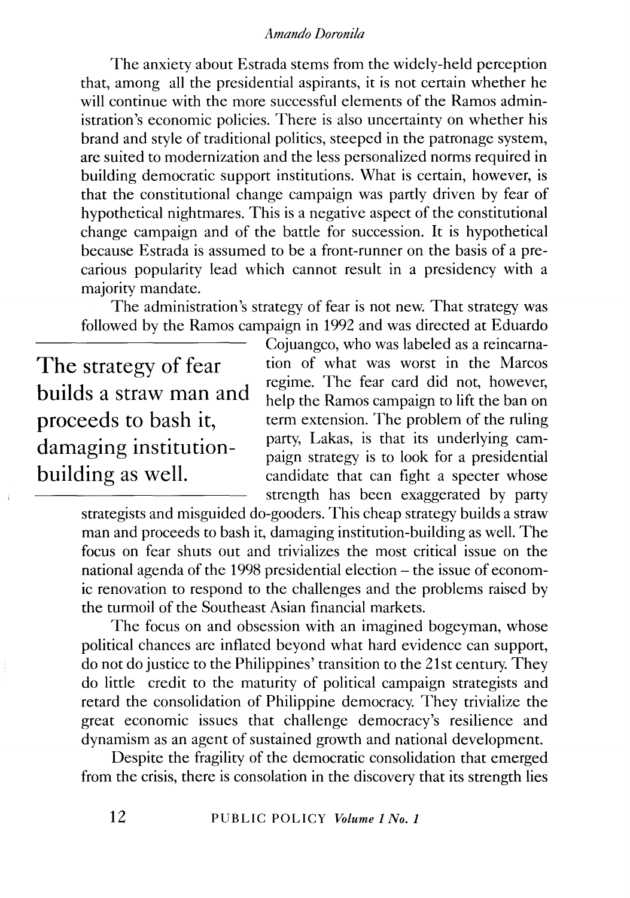The anxiety about Estrada stems from the widely-held perception that, among all the presidential aspirants, it is not certain whether he will continue with the more successful elements of the Ramos administration's economic policies. There is also uncertainty on whether his brand and style of traditional politics, steeped in the patronage system, are suited to modernization and the less personalized norms required in building democratic support institutions. What is certain, however, is that the constitutional change campaign was partly driven by fear of hypothetical nightmares. This is a negative aspect of the constitutional change campaign and of the battle for succession. It is hypothetical because Estrada is assumed to be a front-runner on the basis of a precarious popularity lead which cannot result in a presidency with a majority mandate.

The administration's strategy of fear is not new. That strategy was followed by the Ramos campaign in 1992 and was directed at Eduardo Cojuangco, who was labeled as a reincarnation of what was worst in the Marcos regime. The fear card did not, however, help the Ramos campaign to lift the ban on term extension. The problem of the ruling party, Lakas, is that its underlying campaign strategy is to look for a presidential candidate that can fight a specter whose strength has been exaggerated by party strategists and misguided do-gooders. This cheap strategy builds a straw man and proceeds to bash it, damaging institution-building as well. The focus on fear shuts out and trivializes the most critical issue on the national agenda of the 1998 presidential election – the issue of economic renovation to respond to the challenges and the problems raised by the turmoil of the Southeast Asian financial markets.

> The strategy of fear builds a straw man and proceeds to bash it, damaging institution-building as well.

The focus on and obsession with an imagined bogeyman, whose political chances are inflated beyond what hard evidence can support, do not do justice to the Philippines' transition to the 21st century. They do little credit to the maturity of political campaign strategists and retard the consolidation of Philippine democracy. They trivialize the great economic issues that challenge democracy's resilience and dynamism as an agent of sustained growth and national development.

Despite the fragility of the democratic consolidation that emerged from the crisis, there is consolation in the discovery that its strength lies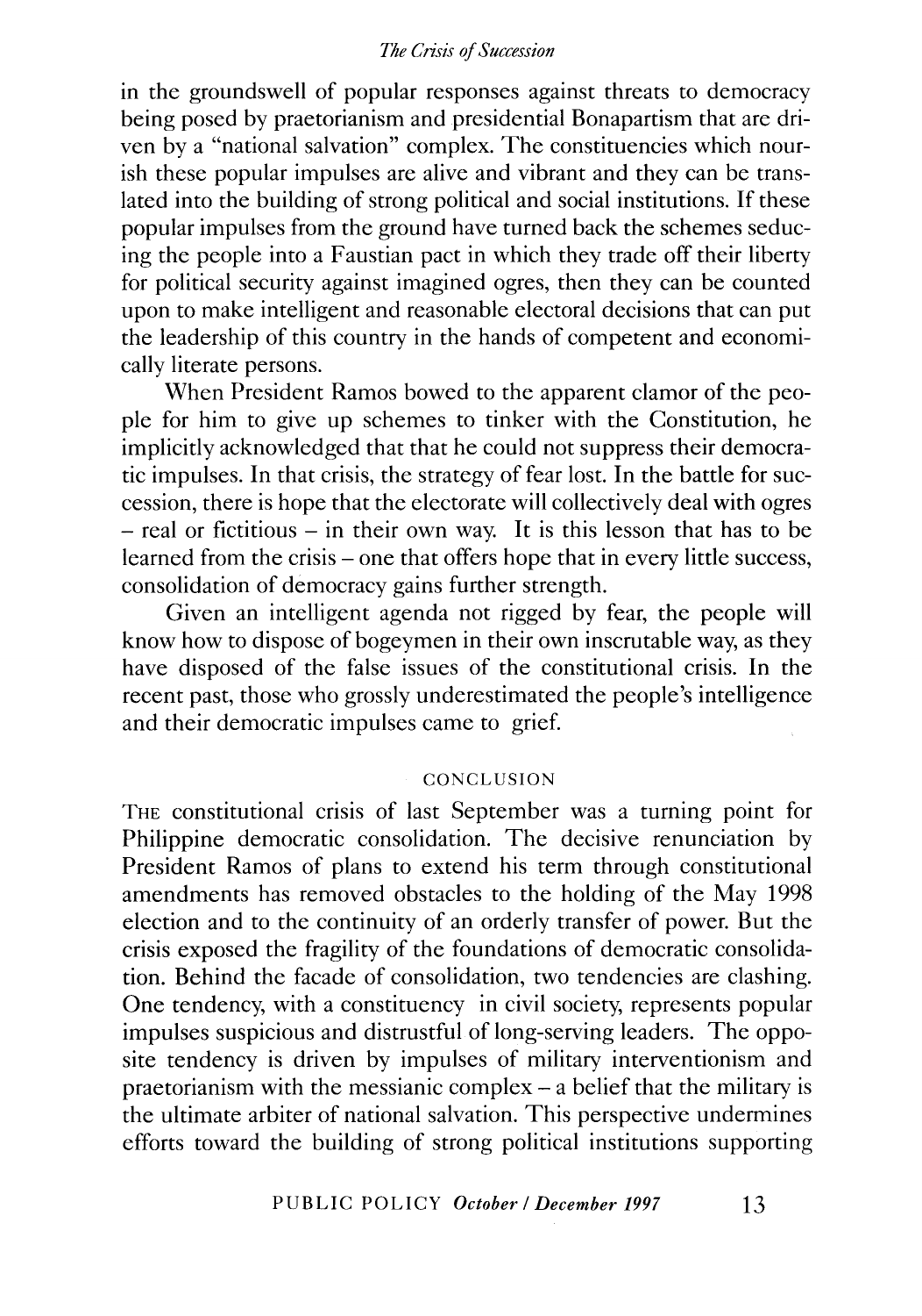in the groundswell of popular responses against threats to democracy being posed by praetorianism and presidential Bonapartism that are driven by a "national salvation" complex. The constituencies which nourish these popular impulses are alive and vibrant and they can be translated into the building of strong political and social institutions. If these popular impulses from the ground have turned back the schemes seducing the people into a Faustian pact in which they trade off their liberty for political security against imagined ogres, then they can be counted upon to make intelligent and reasonable electoral decisions that can put the leadership of this country in the hands of competent and economically literate persons.

When President Ramos bowed to the apparent clamor of the people for him to give up schemes to tinker with the Constitution, he implicitly acknowledged that that he could not suppress their democratic impulses. In that crisis, the strategy of fear lost. In the battle for succession, there is hope that the electorate will collectively deal with ogres – real or fictitious – in their own way. It is this lesson that has to be learned from the crisis – one that offers hope that in every little success, consolidation of democracy gains further strength.

Given an intelligent agenda not rigged by fear, the people will know how to dispose of bogeymen in their own inscrutable way, as they have disposed of the false issues of the constitutional crisis. In the recent past, those who grossly underestimated the people's intelligence and their democratic impulses came to grief.

## CONCLUSION

THE constitutional crisis of last September was a turning point for Philippine democratic consolidation. The decisive renunciation by President Ramos of plans to extend his term through constitutional amendments has removed obstacles to the holding of the May 1998 election and to the continuity of an orderly transfer of power. But the crisis exposed the fragility of the foundations of democratic consolidation. Behind the facade of consolidation, two tendencies are clashing. One tendency, with a constituency in civil society, represents popular impulses suspicious and distrustful of long-serving leaders. The opposite tendency is driven by impulses of military interventionism and praetorianism with the messianic complex – a belief that the military is the ultimate arbiter of national salvation. This perspective undermines efforts toward the building of strong political institutions supporting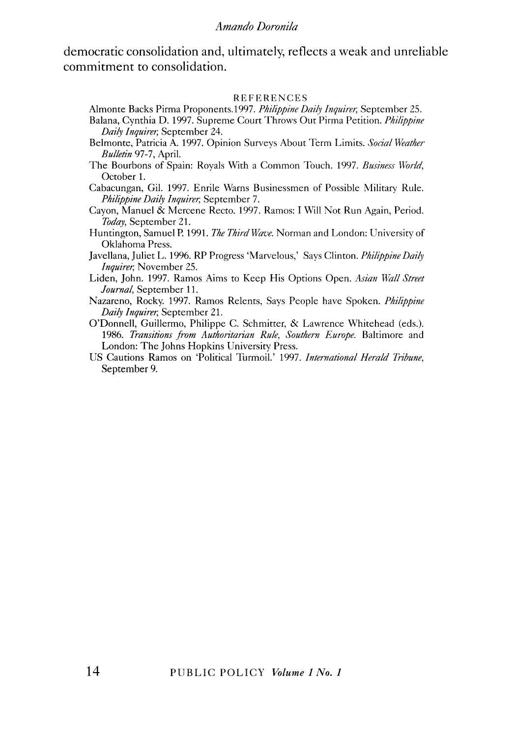democratic consolidation and, ultimately, reflects a weak and unreliable commitment to consolidation.

## REFERENCES

Almonte Backs Pirma Proponents.1997. *Philippine Daily Inquirer*, September 25.

Balana, Cynthia D. 1997. Supreme Court Throws Out Pirma Petition. *Philippine Daily Inquirer*, September 24.

Belmonte, Patricia A. 1997. Opinion Surveys About Term Limits. *Social Weather Bulletin* 97-7, April.

The Bourbons of Spain: Royals With a Common Touch. 1997. *Business World*, October 1.

Cabacungan, Gil. 1997. Enrile Warns Businessmen of Possible Military Rule. *Philippine Daily Inquirer*, September 7.

Cayon, Manuel & Mercene Recto. 1997. Ramos: I Will Not Run Again, Period. *Today*, September 21.

Huntington, Samuel P. 1991. *The Third Wave*. Norman and London: University of Oklahoma Press.

Javellana, Juliet L. 1996. RP Progress 'Marvelous,' Says Clinton. *Philippine Daily Inquirer*, November 25.

Liden, John. 1997. Ramos Aims to Keep His Options Open. *Asian Wall Street Journal*, September 11.

Nazareno, Rocky. 1997. Ramos Relents, Says People have Spoken. *Philippine Daily Inquirer*, September 21.

O'Donnell, Guillermo, Philippe C. Schmitter, & Lawrence Whitehead (eds.). 1986. *Transitions from Authoritarian Rule, Southern Europe*. Baltimore and London: The Johns Hopkins University Press.

US Cautions Ramos on 'Political Turmoil.' 1997. *International Herald Tribune*, September 9.